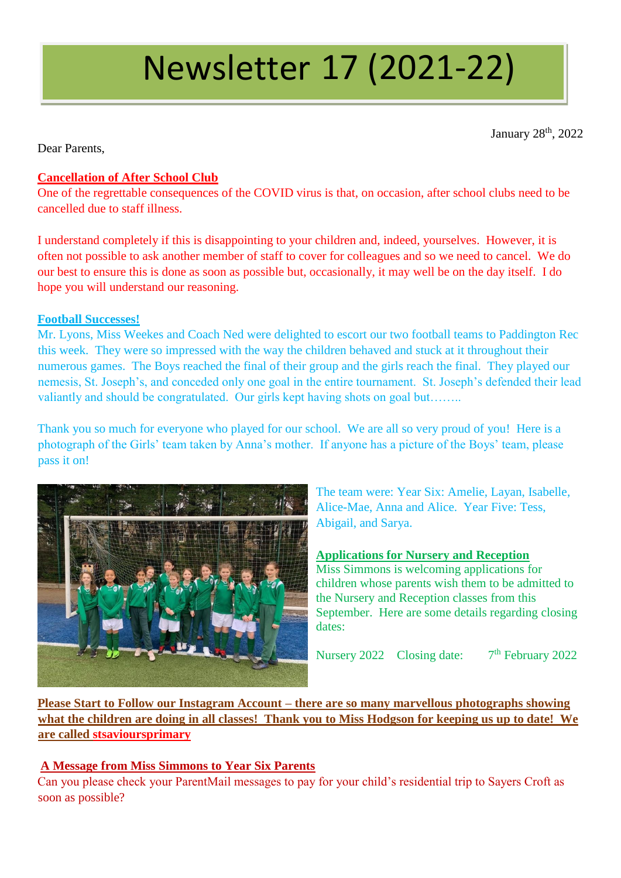# Newsletter 17 (2021-22)

January 28th, 2022

Dear Parents,

**Cancellation of After School Club**

One of the regrettable consequences of the COVID virus is that, on occasion, after school clubs need to be cancelled due to staff illness.

I understand completely if this is disappointing to your children and, indeed, yourselves. However, it is often not possible to ask another member of staff to cover for colleagues and so we need to cancel. We do our best to ensure this is done as soon as possible but, occasionally, it may well be on the day itself. I do hope you will understand our reasoning.

**Football Successes!**

Mr. Lyons, Miss Weekes and Coach Ned were delighted to escort our two football teams to Paddington Rec this week. They were so impressed with the way the children behaved and stuck at it throughout their numerous games. The Boys reached the final of their group and the girls reach the final. They played our nemesis, St. Joseph's, and conceded only one goal in the entire tournament. St. Joseph's defended their lead valiantly and should be congratulated. Our girls kept having shots on goal but……..

Thank you so much for everyone who played for our school. We are all so very proud of you! Here is a photograph of the Girls' team taken by Anna's mother. If anyone has a picture of the Boys' team, please pass it on!

The team were: Year Six: Amelie, Layan, Isabelle, Alice-Mae, Anna and Alice. Year Five: Tess, Abigail, and Sarya.

**Applications for Nursery and Reception**

Miss Simmons is welcoming applications for children whose parents wish them to be admitted to the Nursery and Reception classes from this September. Here are some details regarding closing dates:

Nursery 2022 Closing date: 7th February 2022

**Please Start to Follow our Instagram Account – there are so many marvellous photographs showing what the children are doing in all classes! Thank you to Miss Hodgson for keeping us up to date! We are called stsavioursprimary**

**A Message from Miss Simmons to Year Six Parents**

Can you please check your ParentMail messages to pay for your child's residential trip to Sayers Croft as soon as possible?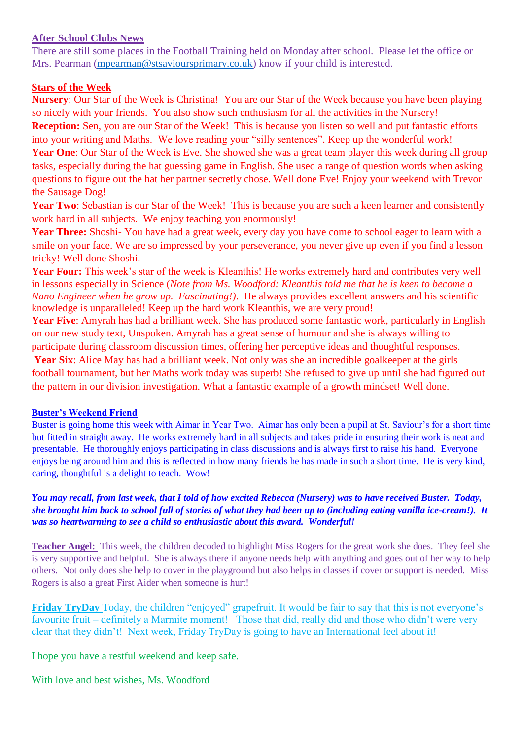**After School Clubs News**

There are still some places in the Football Training held on Monday after school. Please let the office or Mrs. Pearman (mpearman@stsavioursprimary.co.uk) know if your child is interested.

**Stars of the Week**

**Nursery**: Our Star of the Week is Christina! You are our Star of the Week because you have been playing so nicely with your friends. You also show such enthusiasm for all the activities in the Nursery!

**Reception:** Sen, you are our Star of the Week! This is because you listen so well and put fantastic efforts into your writing and Maths. We love reading your "silly sentences". Keep up the wonderful work!

**Year One**: Our Star of the Week is Eve. She showed she was a great team player this week during all group tasks, especially during the hat guessing game in English. She used a range of question words when asking questions to figure out the hat her partner secretly chose. Well done Eve! Enjoy your weekend with Trevor the Sausage Dog!

**Year Two**: Sebastian is our Star of the Week! This is because you are such a keen learner and consistently work hard in all subjects. We enjoy teaching you enormously!

**Year Three:** Shoshi- You have had a great week, every day you have come to school eager to learn with a smile on your face. We are so impressed by your perseverance, you never give up even if you find a lesson tricky! Well done Shoshi.

**Year Four:** This week's star of the week is Kleanthis! He works extremely hard and contributes very well in lessons especially in Science (*Note from Ms. Woodford: Kleanthis told me that he is keen to become a Nano Engineer when he grow up. Fascinating!)*. He always provides excellent answers and his scientific knowledge is unparalleled! Keep up the hard work Kleanthis, we are very proud!

**Year Five**: Amyrah has had a brilliant week. She has produced some fantastic work, particularly in English on our new study text, Unspoken. Amyrah has a great sense of humour and she is always willing to participate during classroom discussion times, offering her perceptive ideas and thoughtful responses.

**Year Six**: Alice May has had a brilliant week. Not only was she an incredible goalkeeper at the girls football tournament, but her Maths work today was superb! She refused to give up until she had figured out the pattern in our division investigation. What a fantastic example of a growth mindset! Well done.

**Buster's Weekend Friend**

Buster is going home this week with Aimar in Year Two. Aimar has only been a pupil at St. Saviour's for a short time but fitted in straight away. He works extremely hard in all subjects and takes pride in ensuring their work is neat and presentable. He thoroughly enjoys participating in class discussions and is always first to raise his hand. Everyone enjoys being around him and this is reflected in how many friends he has made in such a short time. He is very kind, caring, thoughtful is a delight to teach. Wow!

***You may recall, from last week, that I told of how excited Rebecca (Nursery) was to have received Buster. Today, she brought him back to school full of stories of what they had been up to (including eating vanilla ice-cream!). It was so heartwarming to see a child so enthusiastic about this award. Wonderful!***

**Teacher Angel:** This week, the children decoded to highlight Miss Rogers for the great work she does. They feel she is very supportive and helpful. She is always there if anyone needs help with anything and goes out of her way to help others. Not only does she help to cover in the playground but also helps in classes if cover or support is needed. Miss Rogers is also a great First Aider when someone is hurt!

**Friday TryDay** Today, the children "enjoyed" grapefruit. It would be fair to say that this is not everyone's favourite fruit – definitely a Marmite moment! Those that did, really did and those who didn't were very clear that they didn't! Next week, Friday TryDay is going to have an International feel about it!

I hope you have a restful weekend and keep safe.

With love and best wishes, Ms. Woodford